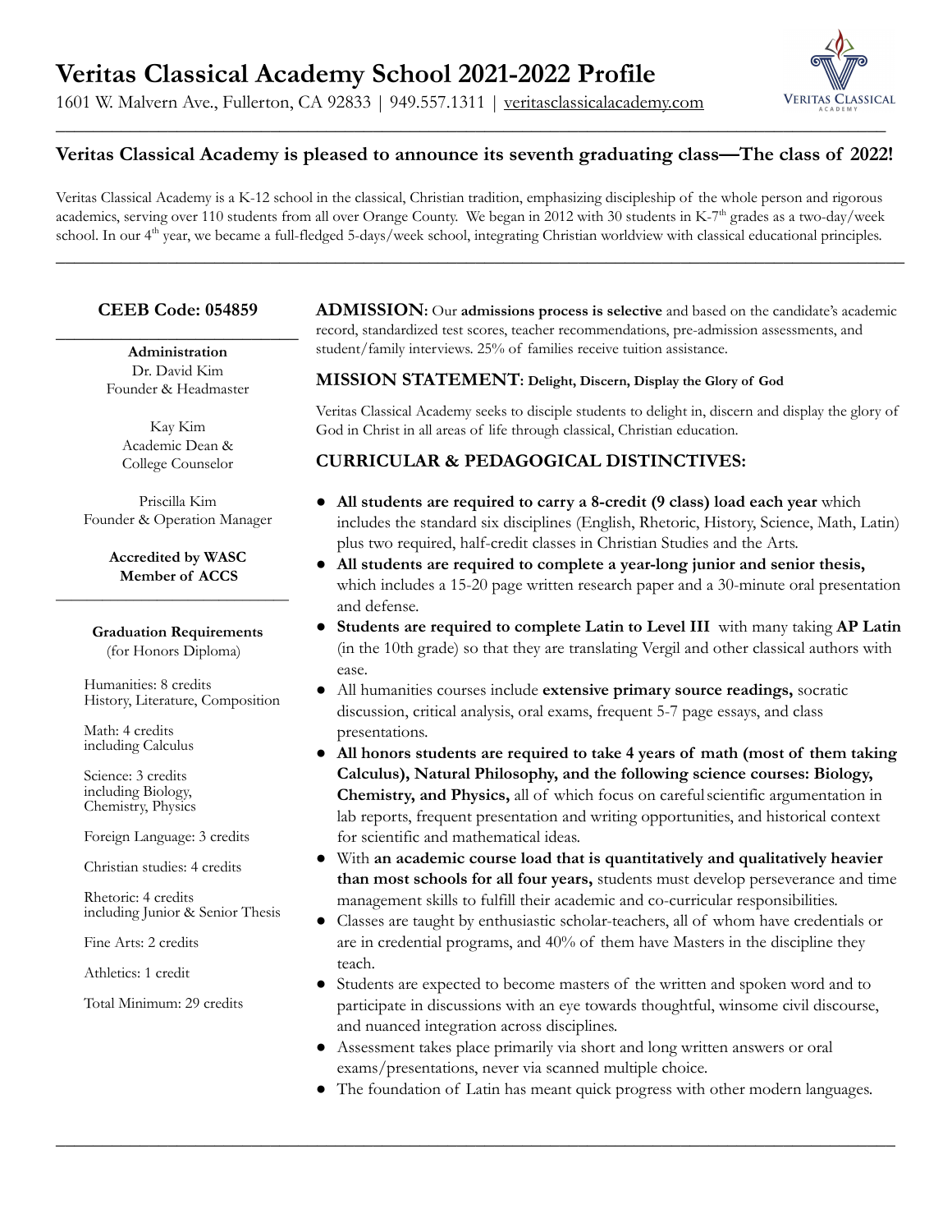# Veritas Classical Academy School 2021-2022 Profile

1601 W. Malvern Ave., Fullerton, CA 92833 | 949.557.1311 | veritasclassicalacademy.com

### Veritas Classical Academy is pleased to announce its seventh graduating class—The class of 2022!

Veritas Classical Academy is a K-12 school in the classical, Christian tradition, emphasizing discipleship of the whole person and rigorous academics, serving over 110 students from all over Orange County. We began in 2012 with 30 students in K-7th grades as a two-day/week school. In our 4th year, we became a full-fledged 5-days/week school, integrating Christian worldview with classical educational principles.

---

**CEEB Code: 054859**

**Administration**
Dr. David Kim
Founder & Headmaster

Kay Kim
Academic Dean &
College Counselor

Priscilla Kim
Founder & Operation Manager

**Accredited by WASC**
**Member of ACCS**

**Graduation Requirements**
(for Honors Diploma)

Humanities: 8 credits
History, Literature, Composition

Math: 4 credits
including Calculus

Science: 3 credits
including Biology, Chemistry, Physics

Foreign Language: 3 credits

Christian studies: 4 credits

Rhetoric: 4 credits
including Junior & Senior Thesis

Fine Arts: 2 credits

Athletics: 1 credit

Total Minimum: 29 credits

---

**ADMISSION:** Our **admissions process is selective** and based on the candidate's academic record, standardized test scores, teacher recommendations, pre-admission assessments, and student/family interviews. 25% of families receive tuition assistance.

### MISSION STATEMENT: Delight, Discern, Display the Glory of God

Veritas Classical Academy seeks to disciple students to delight in, discern and display the glory of God in Christ in all areas of life through classical, Christian education.

### CURRICULAR & PEDAGOGICAL DISTINCTIVES:

- **All students are required to carry a 8-credit (9 class) load each year** which includes the standard six disciplines (English, Rhetoric, History, Science, Math, Latin) plus two required, half-credit classes in Christian Studies and the Arts.
- **All students are required to complete a year-long junior and senior thesis,** which includes a 15-20 page written research paper and a 30-minute oral presentation and defense.
- **Students are required to complete Latin to Level III** with many taking **AP Latin** (in the 10th grade) so that they are translating Vergil and other classical authors with ease.
- All humanities courses include **extensive primary source readings,** socratic discussion, critical analysis, oral exams, frequent 5-7 page essays, and class presentations.
- **All honors students are required to take 4 years of math (most of them taking Calculus), Natural Philosophy, and the following science courses: Biology, Chemistry, and Physics,** all of which focus on careful scientific argumentation in lab reports, frequent presentation and writing opportunities, and historical context for scientific and mathematical ideas.
- With **an academic course load that is quantitatively and qualitatively heavier than most schools for all four years,** students must develop perseverance and time management skills to fulfill their academic and co-curricular responsibilities.
- Classes are taught by enthusiastic scholar-teachers, all of whom have credentials or are in credential programs, and 40% of them have Masters in the discipline they teach.
- Students are expected to become masters of the written and spoken word and to participate in discussions with an eye towards thoughtful, winsome civil discourse, and nuanced integration across disciplines.
- Assessment takes place primarily via short and long written answers or oral exams/presentations, never via scanned multiple choice.
- The foundation of Latin has meant quick progress with other modern languages.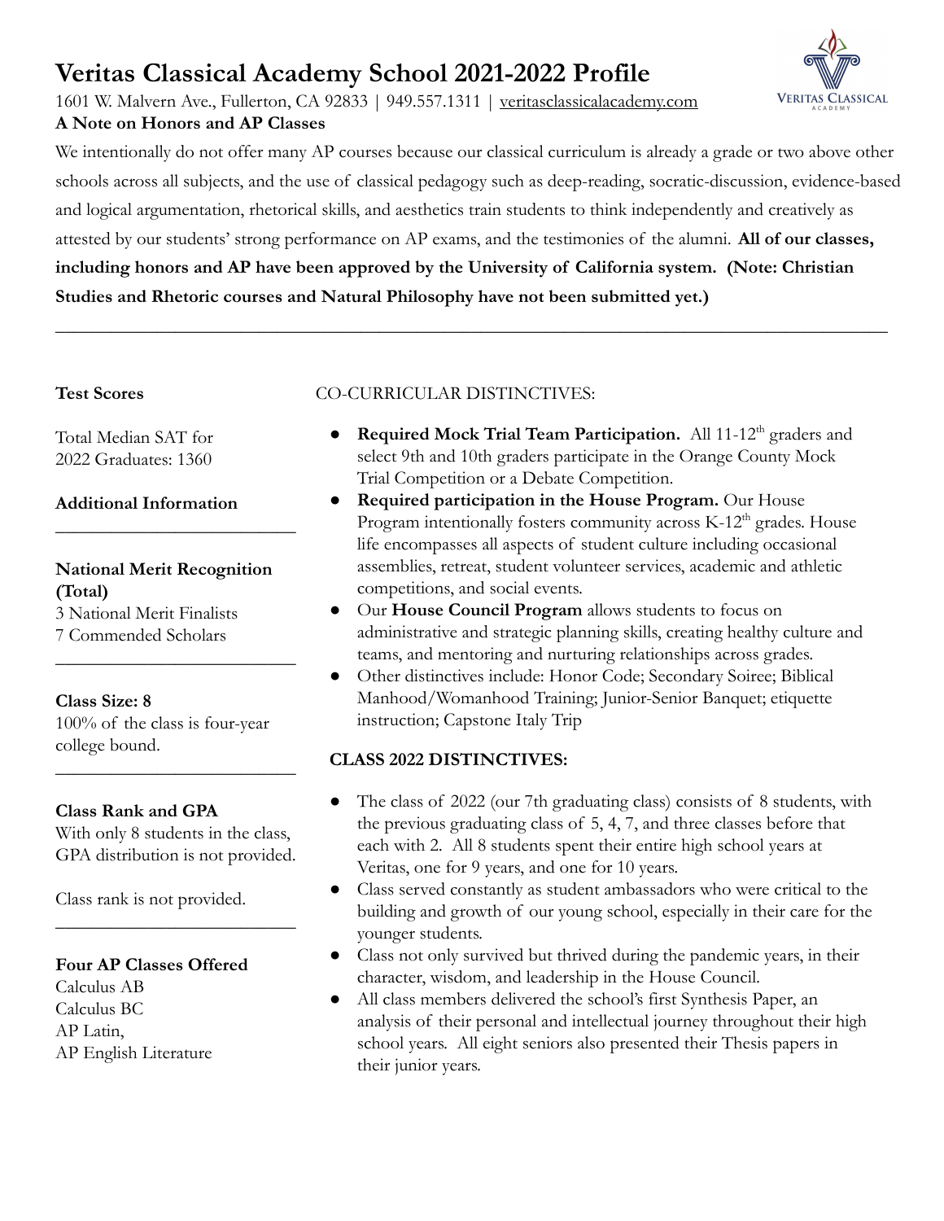# Veritas Classical Academy School 2021-2022 Profile

1601 W. Malvern Ave., Fullerton, CA 92833 | 949.557.1311 | veritasclassicalacademy.com

**A Note on Honors and AP Classes**

We intentionally do not offer many AP courses because our classical curriculum is already a grade or two above other schools across all subjects, and the use of classical pedagogy such as deep-reading, socratic-discussion, evidence-based and logical argumentation, rhetorical skills, and aesthetics train students to think independently and creatively as attested by our students' strong performance on AP exams, and the testimonies of the alumni. **All of our classes, including honors and AP have been approved by the University of California system. (Note: Christian Studies and Rhetoric courses and Natural Philosophy have not been submitted yet.)**

---

**Test Scores**

Total Median SAT for 2022 Graduates: 1360

**Additional Information**

---

**National Merit Recognition (Total)**

3 National Merit Finalists
7 Commended Scholars

---

**Class Size: 8**

100% of the class is four-year college bound.

---

**Class Rank and GPA**

With only 8 students in the class, GPA distribution is not provided.

Class rank is not provided.

---

**Four AP Classes Offered**

Calculus AB
Calculus BC
AP Latin,
AP English Literature

CO-CURRICULAR DISTINCTIVES:

- **Required Mock Trial Team Participation.** All 11-12th graders and select 9th and 10th graders participate in the Orange County Mock Trial Competition or a Debate Competition.
- **Required participation in the House Program.** Our House Program intentionally fosters community across K-12th grades. House life encompasses all aspects of student culture including occasional assemblies, retreat, student volunteer services, academic and athletic competitions, and social events.
- Our **House Council Program** allows students to focus on administrative and strategic planning skills, creating healthy culture and teams, and mentoring and nurturing relationships across grades.
- Other distinctives include: Honor Code; Secondary Soiree; Biblical Manhood/Womanhood Training; Junior-Senior Banquet; etiquette instruction; Capstone Italy Trip

**CLASS 2022 DISTINCTIVES:**

- The class of 2022 (our 7th graduating class) consists of 8 students, with the previous graduating class of 5, 4, 7, and three classes before that each with 2. All 8 students spent their entire high school years at Veritas, one for 9 years, and one for 10 years.
- Class served constantly as student ambassadors who were critical to the building and growth of our young school, especially in their care for the younger students.
- Class not only survived but thrived during the pandemic years, in their character, wisdom, and leadership in the House Council.
- All class members delivered the school's first Synthesis Paper, an analysis of their personal and intellectual journey throughout their high school years. All eight seniors also presented their Thesis papers in their junior years.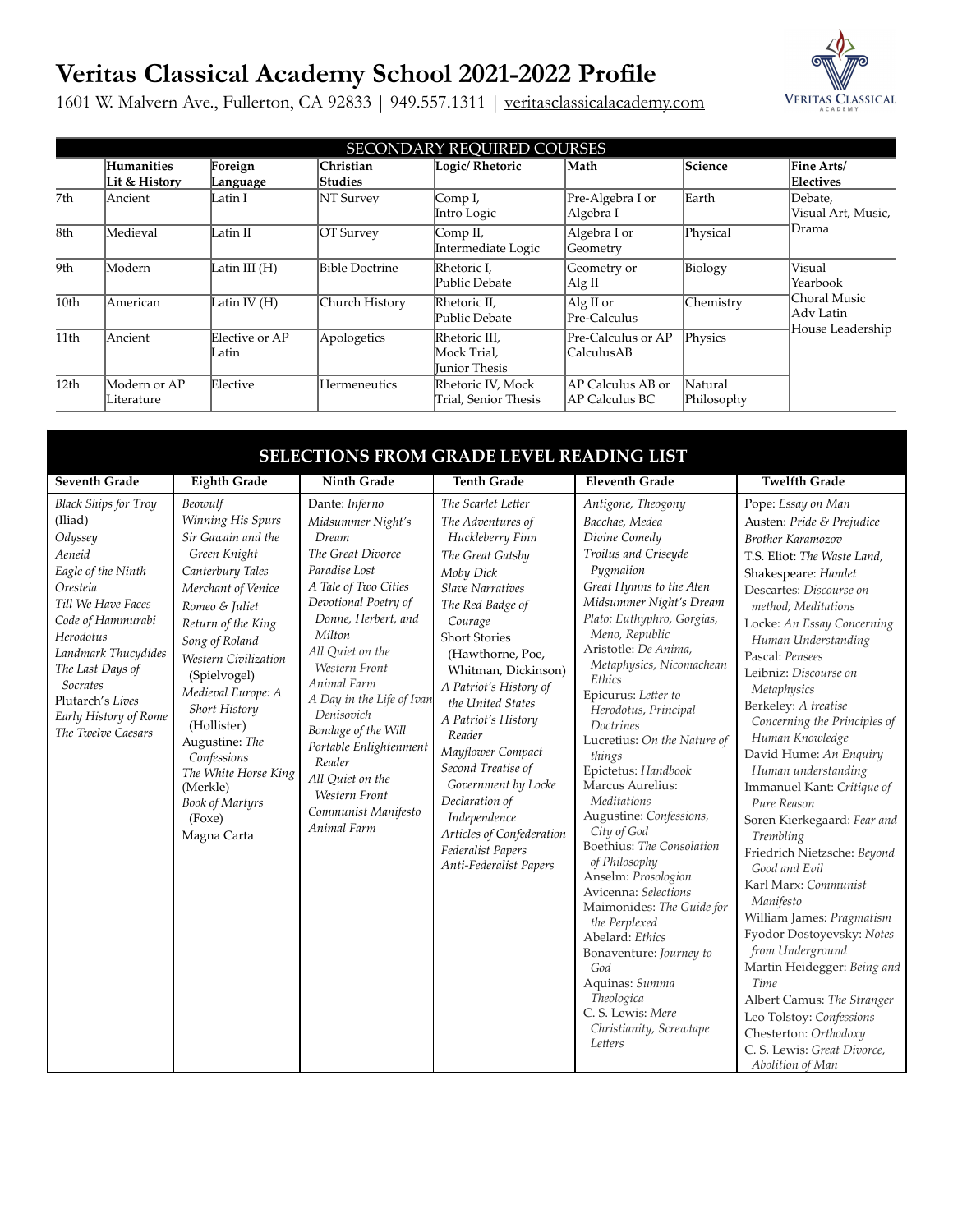# Veritas Classical Academy School 2021-2022 Profile

1601 W. Malvern Ave., Fullerton, CA 92833 | 949.557.1311 | veritasclassicalacademy.com

## SECONDARY REQUIRED COURSES

| | Humanities Lit & History | Foreign Language | Christian Studies | Logic/ Rhetoric | Math | Science | Fine Arts/ Electives |
|---|---|---|---|---|---|---|---|
| 7th | Ancient | Latin I | NT Survey | Comp I, Intro Logic | Pre-Algebra I or Algebra I | Earth | Debate, Visual Art, Music, Drama |
| 8th | Medieval | Latin II | OT Survey | Comp II, Intermediate Logic | Algebra I or Geometry | Physical | |
| 9th | Modern | Latin III (H) | Bible Doctrine | Rhetoric I, Public Debate | Geometry or Alg II | Biology | Visual Yearbook Choral Music Adv Latin House Leadership |
| 10th | American | Latin IV (H) | Church History | Rhetoric II, Public Debate | Alg II or Pre-Calculus | Chemistry | |
| 11th | Ancient | Elective or AP Latin | Apologetics | Rhetoric III, Mock Trial, Junior Thesis | Pre-Calculus or AP CalculusAB | Physics | |
| 12th | Modern or AP Literature | Elective | Hermeneutics | Rhetoric IV, Mock Trial, Senior Thesis | AP Calculus AB or AP Calculus BC | Natural Philosophy | |

## SELECTIONS FROM GRADE LEVEL READING LIST

| Seventh Grade | Eighth Grade | Ninth Grade | Tenth Grade | Eleventh Grade | Twelfth Grade |
|---|---|---|---|---|---|
| *Black Ships for Troy* (Iliad)<br>*Odyssey*<br>*Aeneid*<br>*Eagle of the Ninth*<br>*Oresteia*<br>*Till We Have Faces*<br>*Code of Hammurabi*<br>*Herodotus*<br>*Landmark Thucydides*<br>*The Last Days of Socrates*<br>Plutarch's *Lives*<br>*Early History of Rome*<br>*The Twelve Caesars* | *Beowulf*<br>*Winning His Spurs*<br>*Sir Gawain and the Green Knight*<br>*Canterbury Tales*<br>*Merchant of Venice*<br>*Romeo & Juliet*<br>*Return of the King*<br>*Song of Roland*<br>*Western Civilization* (Spielvogel)<br>*Medieval Europe: A Short History* (Hollister)<br>Augustine: *The Confessions*<br>*The White Horse King* (Merkle)<br>*Book of Martyrs* (Foxe)<br>Magna Carta | Dante: *Inferno*<br>*Midsummer Night's Dream*<br>*The Great Divorce*<br>*Paradise Lost*<br>*A Tale of Two Cities*<br>*Devotional Poetry of Donne, Herbert, and Milton*<br>*All Quiet on the Western Front*<br>*Animal Farm*<br>*A Day in the Life of Ivan Denisovich*<br>*Bondage of the Will*<br>*Portable Enlightenment Reader*<br>*All Quiet on the Western Front*<br>*Communist Manifesto*<br>*Animal Farm* | *The Scarlet Letter*<br>*The Adventures of Huckleberry Finn*<br>*The Great Gatsby*<br>*Moby Dick*<br>*Slave Narratives*<br>*The Red Badge of Courage*<br>Short Stories (Hawthorne, Poe, Whitman, Dickinson)<br>*A Patriot's History of the United States*<br>*A Patriot's History Reader*<br>*Mayflower Compact*<br>*Second Treatise of Government by Locke*<br>*Declaration of Independence*<br>*Articles of Confederation*<br>*Federalist Papers*<br>*Anti-Federalist Papers* | *Antigone, Theogony*<br>*Bacchae, Medea*<br>*Divine Comedy*<br>*Troilus and Criseyde*<br>*Pygmalion*<br>*Great Hymns to the Aten*<br>*Midsummer Night's Dream*<br>*Plato: Euthyphro, Gorgias, Meno, Republic*<br>Aristotle: *De Anima, Metaphysics, Nicomachean Ethics*<br>Epicurus: *Letter to Herodotus, Principal Doctrines*<br>Lucretius: *On the Nature of things*<br>Epictetus: *Handbook*<br>Marcus Aurelius: *Meditations*<br>Augustine: *Confessions, City of God*<br>Boethius: *The Consolation of Philosophy*<br>Anselm: *Prosologion*<br>Avicenna: *Selections*<br>Maimonides: *The Guide for the Perplexed*<br>Abelard: *Ethics*<br>Bonaventure: *Journey to God*<br>Aquinas: *Summa Theologica*<br>C. S. Lewis: *Mere Christianity, Screwtape Letters* | Pope: *Essay on Man*<br>Austen: *Pride & Prejudice*<br>*Brother Karamozov*<br>T.S. Eliot: *The Waste Land*,<br>Shakespeare: *Hamlet*<br>Descartes: *Discourse on method; Meditations*<br>Locke: *An Essay Concerning Human Understanding*<br>Pascal: *Pensees*<br>Leibniz: *Discourse on Metaphysics*<br>Berkeley: *A treatise Concerning the Principles of Human Knowledge*<br>David Hume: *An Enquiry Human understanding*<br>Immanuel Kant: *Critique of Pure Reason*<br>Soren Kierkegaard: *Fear and Trembling*<br>Friedrich Nietzsche: *Beyond Good and Evil*<br>Karl Marx: *Communist Manifesto*<br>William James: *Pragmatism*<br>Fyodor Dostoyevsky: *Notes from Underground*<br>Martin Heidegger: *Being and Time*<br>Albert Camus: *The Stranger*<br>Leo Tolstoy: *Confessions*<br>Chesterton: *Orthodoxy*<br>C. S. Lewis: *Great Divorce, Abolition of Man* |